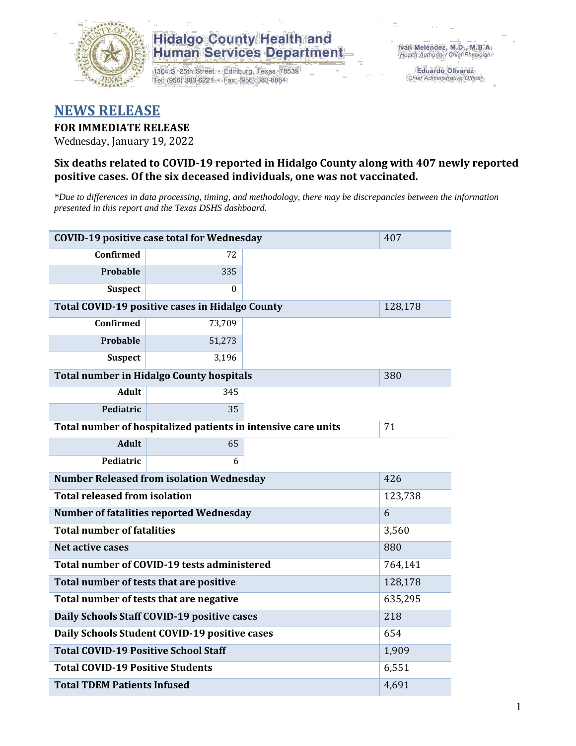Hidalgo County Health and Human Services Department

1304 S. 25th Street • Edinburg, Texas 78539
Tel: (956) 383-6221 • Fax: (956) 383-8864

Iván Meléndez, M.D., M.B.A.
*Health Authority / Chief Physician*

Eduardo Olivarez
*Chief Administrative Officer*

# NEWS RELEASE

**FOR IMMEDIATE RELEASE**

Wednesday, January 19, 2022

### Six deaths related to COVID-19 reported in Hidalgo County along with 407 newly reported positive cases. Of the six deceased individuals, one was not vaccinated.

*\*Due to differences in data processing, timing, and methodology, there may be discrepancies between the information presented in this report and the Texas DSHS dashboard.*

| | | |
|---|---|---|
| **COVID-19 positive case total for Wednesday** | | 407 |
| **Confirmed** | 72 | |
| **Probable** | 335 | |
| **Suspect** | 0 | |
| **Total COVID-19 positive cases in Hidalgo County** | | 128,178 |
| **Confirmed** | 73,709 | |
| **Probable** | 51,273 | |
| **Suspect** | 3,196 | |
| **Total number in Hidalgo County hospitals** | | 380 |
| **Adult** | 345 | |
| **Pediatric** | 35 | |
| **Total number of hospitalized patients in intensive care units** | | 71 |
| **Adult** | 65 | |
| **Pediatric** | 6 | |
| **Number Released from isolation Wednesday** | | 426 |
| **Total released from isolation** | | 123,738 |
| **Number of fatalities reported Wednesday** | | 6 |
| **Total number of fatalities** | | 3,560 |
| **Net active cases** | | 880 |
| **Total number of COVID-19 tests administered** | | 764,141 |
| **Total number of tests that are positive** | | 128,178 |
| **Total number of tests that are negative** | | 635,295 |
| **Daily Schools Staff COVID-19 positive cases** | | 218 |
| **Daily Schools Student COVID-19 positive cases** | | 654 |
| **Total COVID-19 Positive School Staff** | | 1,909 |
| **Total COVID-19 Positive Students** | | 6,551 |
| **Total TDEM Patients Infused** | | 4,691 |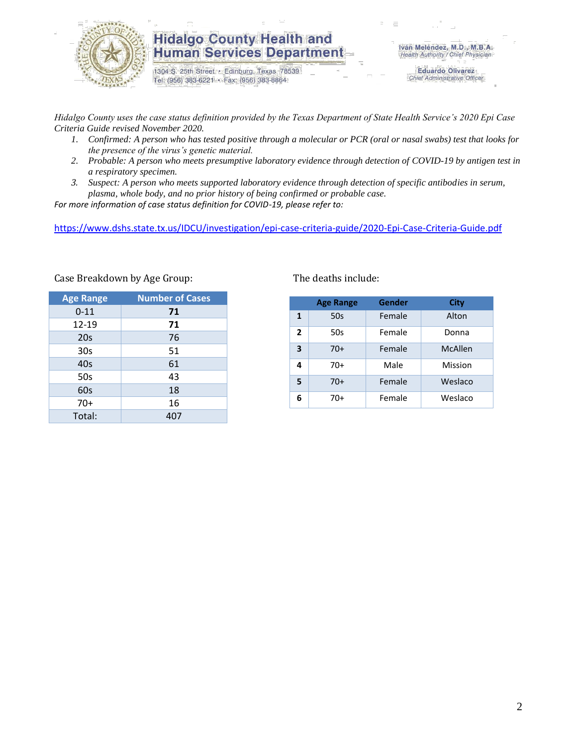# Hidalgo County Health and Human Services Department

1304 S. 25th Street • Edinburg, Texas 78539
Tel: (956) 383-6221 • Fax: (956) 383-8864

Iván Meléndez, M.D., M.B.A.
*Health Authority / Chief Physician*

Eduardo Olivarez
*Chief Administrative Officer*

*Hidalgo County uses the case status definition provided by the Texas Department of State Health Service's 2020 Epi Case Criteria Guide revised November 2020.*

1. *Confirmed: A person who has tested positive through a molecular or PCR (oral or nasal swabs) test that looks for the presence of the virus's genetic material.*
2. *Probable: A person who meets presumptive laboratory evidence through detection of COVID-19 by antigen test in a respiratory specimen.*
3. *Suspect: A person who meets supported laboratory evidence through detection of specific antibodies in serum, plasma, whole body, and no prior history of being confirmed or probable case.*

*For more information of case status definition for COVID-19, please refer to:*

https://www.dshs.state.tx.us/IDCU/investigation/epi-case-criteria-guide/2020-Epi-Case-Criteria-Guide.pdf

Case Breakdown by Age Group:

| Age Range | Number of Cases |
|---|---|
| 0-11 | **71** |
| 12-19 | **71** |
| 20s | 76 |
| 30s | 51 |
| 40s | 61 |
| 50s | 43 |
| 60s | 18 |
| 70+ | 16 |
| Total: | 407 |

The deaths include:

| | Age Range | Gender | City |
|---|---|---|---|
| **1** | 50s | Female | Alton |
| **2** | 50s | Female | Donna |
| **3** | 70+ | Female | McAllen |
| **4** | 70+ | Male | Mission |
| **5** | 70+ | Female | Weslaco |
| **6** | 70+ | Female | Weslaco |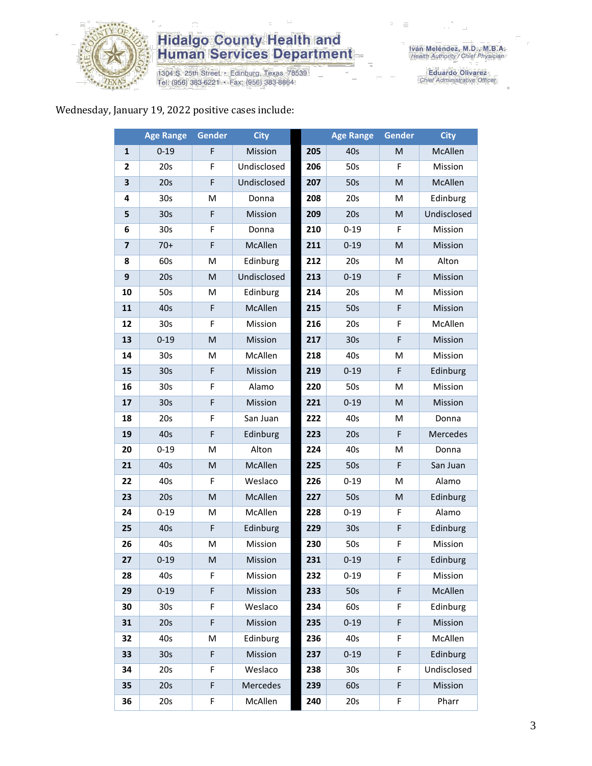# Hidalgo County Health and Human Services Department

1304 S. 25th Street • Edinburg, Texas 78539
Tel: (956) 383-6221 • Fax: (956) 383-8864

Iván Meléndez, M.D., M.B.A.
Health Authority / Chief Physician

Eduardo Olivarez
Chief Administrative Officer

Wednesday, January 19, 2022 positive cases include:

| | Age Range | Gender | City | | Age Range | Gender | City |
|---|---|---|---|---|---|---|---|
| **1** | 0-19 | F | Mission | **205** | 40s | M | McAllen |
| **2** | 20s | F | Undisclosed | **206** | 50s | F | Mission |
| **3** | 20s | F | Undisclosed | **207** | 50s | M | McAllen |
| **4** | 30s | M | Donna | **208** | 20s | M | Edinburg |
| **5** | 30s | F | Mission | **209** | 20s | M | Undisclosed |
| **6** | 30s | F | Donna | **210** | 0-19 | F | Mission |
| **7** | 70+ | F | McAllen | **211** | 0-19 | M | Mission |
| **8** | 60s | M | Edinburg | **212** | 20s | M | Alton |
| **9** | 20s | M | Undisclosed | **213** | 0-19 | F | Mission |
| **10** | 50s | M | Edinburg | **214** | 20s | M | Mission |
| **11** | 40s | F | McAllen | **215** | 50s | F | Mission |
| **12** | 30s | F | Mission | **216** | 20s | F | McAllen |
| **13** | 0-19 | M | Mission | **217** | 30s | F | Mission |
| **14** | 30s | M | McAllen | **218** | 40s | M | Mission |
| **15** | 30s | F | Mission | **219** | 0-19 | F | Edinburg |
| **16** | 30s | F | Alamo | **220** | 50s | M | Mission |
| **17** | 30s | F | Mission | **221** | 0-19 | M | Mission |
| **18** | 20s | F | San Juan | **222** | 40s | M | Donna |
| **19** | 40s | F | Edinburg | **223** | 20s | F | Mercedes |
| **20** | 0-19 | M | Alton | **224** | 40s | M | Donna |
| **21** | 40s | M | McAllen | **225** | 50s | F | San Juan |
| **22** | 40s | F | Weslaco | **226** | 0-19 | M | Alamo |
| **23** | 20s | M | McAllen | **227** | 50s | M | Edinburg |
| **24** | 0-19 | M | McAllen | **228** | 0-19 | F | Alamo |
| **25** | 40s | F | Edinburg | **229** | 30s | F | Edinburg |
| **26** | 40s | M | Mission | **230** | 50s | F | Mission |
| **27** | 0-19 | M | Mission | **231** | 0-19 | F | Edinburg |
| **28** | 40s | F | Mission | **232** | 0-19 | F | Mission |
| **29** | 0-19 | F | Mission | **233** | 50s | F | McAllen |
| **30** | 30s | F | Weslaco | **234** | 60s | F | Edinburg |
| **31** | 20s | F | Mission | **235** | 0-19 | F | Mission |
| **32** | 40s | M | Edinburg | **236** | 40s | F | McAllen |
| **33** | 30s | F | Mission | **237** | 0-19 | F | Edinburg |
| **34** | 20s | F | Weslaco | **238** | 30s | F | Undisclosed |
| **35** | 20s | F | Mercedes | **239** | 60s | F | Mission |
| **36** | 20s | F | McAllen | **240** | 20s | F | Pharr |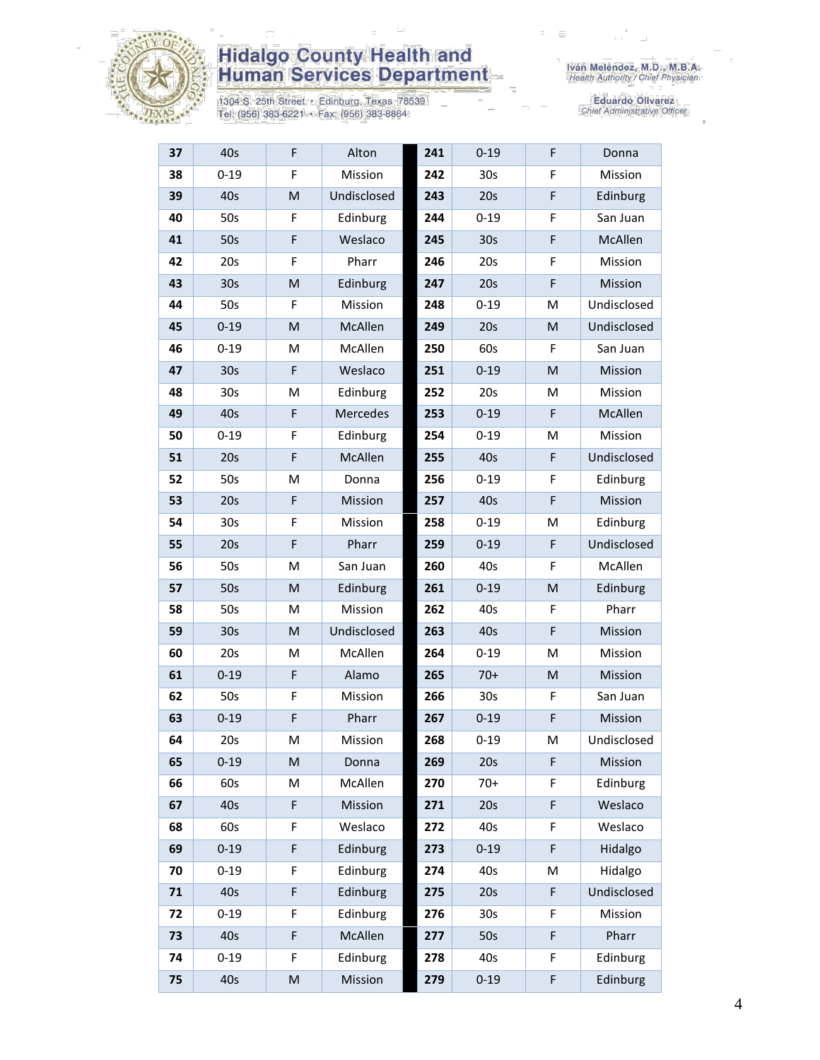Hidalgo County Health and Human Services Department

1304 S. 25th Street • Edinburg, Texas 78539
Tel: (956) 383-6221 • Fax: (956) 383-8864

Iván Meléndez, M.D., M.B.A.
*Health Authority / Chief Physician*

Eduardo Olivarez
*Chief Administrative Officer*

| | | | | | | | |
|---|---|---|---|---|---|---|---|
| **37** | 40s | F | Alton | **241** | 0-19 | F | Donna |
| **38** | 0-19 | F | Mission | **242** | 30s | F | Mission |
| **39** | 40s | M | Undisclosed | **243** | 20s | F | Edinburg |
| **40** | 50s | F | Edinburg | **244** | 0-19 | F | San Juan |
| **41** | 50s | F | Weslaco | **245** | 30s | F | McAllen |
| **42** | 20s | F | Pharr | **246** | 20s | F | Mission |
| **43** | 30s | M | Edinburg | **247** | 20s | F | Mission |
| **44** | 50s | F | Mission | **248** | 0-19 | M | Undisclosed |
| **45** | 0-19 | M | McAllen | **249** | 20s | M | Undisclosed |
| **46** | 0-19 | M | McAllen | **250** | 60s | F | San Juan |
| **47** | 30s | F | Weslaco | **251** | 0-19 | M | Mission |
| **48** | 30s | M | Edinburg | **252** | 20s | M | Mission |
| **49** | 40s | F | Mercedes | **253** | 0-19 | F | McAllen |
| **50** | 0-19 | F | Edinburg | **254** | 0-19 | M | Mission |
| **51** | 20s | F | McAllen | **255** | 40s | F | Undisclosed |
| **52** | 50s | M | Donna | **256** | 0-19 | F | Edinburg |
| **53** | 20s | F | Mission | **257** | 40s | F | Mission |
| **54** | 30s | F | Mission | **258** | 0-19 | M | Edinburg |
| **55** | 20s | F | Pharr | **259** | 0-19 | F | Undisclosed |
| **56** | 50s | M | San Juan | **260** | 40s | F | McAllen |
| **57** | 50s | M | Edinburg | **261** | 0-19 | M | Edinburg |
| **58** | 50s | M | Mission | **262** | 40s | F | Pharr |
| **59** | 30s | M | Undisclosed | **263** | 40s | F | Mission |
| **60** | 20s | M | McAllen | **264** | 0-19 | M | Mission |
| **61** | 0-19 | F | Alamo | **265** | 70+ | M | Mission |
| **62** | 50s | F | Mission | **266** | 30s | F | San Juan |
| **63** | 0-19 | F | Pharr | **267** | 0-19 | F | Mission |
| **64** | 20s | M | Mission | **268** | 0-19 | M | Undisclosed |
| **65** | 0-19 | M | Donna | **269** | 20s | F | Mission |
| **66** | 60s | M | McAllen | **270** | 70+ | F | Edinburg |
| **67** | 40s | F | Mission | **271** | 20s | F | Weslaco |
| **68** | 60s | F | Weslaco | **272** | 40s | F | Weslaco |
| **69** | 0-19 | F | Edinburg | **273** | 0-19 | F | Hidalgo |
| **70** | 0-19 | F | Edinburg | **274** | 40s | M | Hidalgo |
| **71** | 40s | F | Edinburg | **275** | 20s | F | Undisclosed |
| **72** | 0-19 | F | Edinburg | **276** | 30s | F | Mission |
| **73** | 40s | F | McAllen | **277** | 50s | F | Pharr |
| **74** | 0-19 | F | Edinburg | **278** | 40s | F | Edinburg |
| **75** | 40s | M | Mission | **279** | 0-19 | F | Edinburg |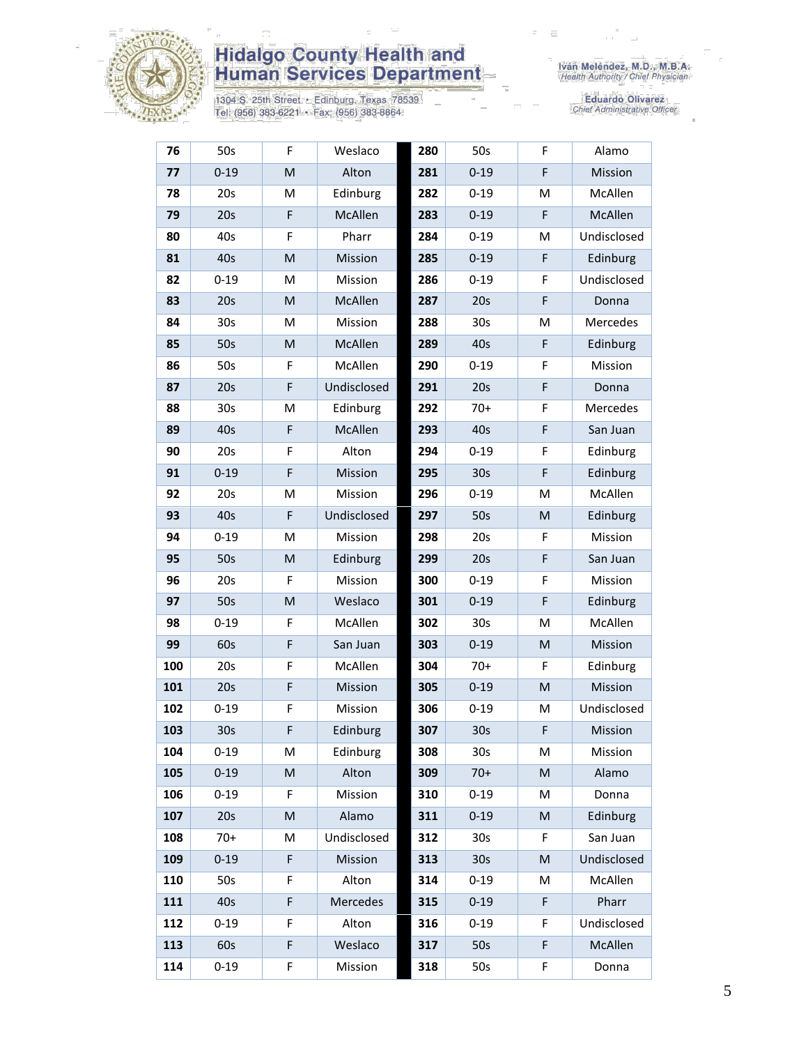# Hidalgo County Health and Human Services Department

1304 S. 25th Street • Edinburg, Texas 78539
Tel: (956) 383-6221 • Fax: (956) 383-8864

Iván Meléndez, M.D., M.B.A.
*Health Authority / Chief Physician*

Eduardo Olivarez
*Chief Administrative Officer*

| | | | | | | | |
|---|---|---|---|---|---|---|---|
| **76** | 50s | F | Weslaco | **280** | 50s | F | Alamo |
| **77** | 0-19 | M | Alton | **281** | 0-19 | F | Mission |
| **78** | 20s | M | Edinburg | **282** | 0-19 | M | McAllen |
| **79** | 20s | F | McAllen | **283** | 0-19 | F | McAllen |
| **80** | 40s | F | Pharr | **284** | 0-19 | M | Undisclosed |
| **81** | 40s | M | Mission | **285** | 0-19 | F | Edinburg |
| **82** | 0-19 | M | Mission | **286** | 0-19 | F | Undisclosed |
| **83** | 20s | M | McAllen | **287** | 20s | F | Donna |
| **84** | 30s | M | Mission | **288** | 30s | M | Mercedes |
| **85** | 50s | M | McAllen | **289** | 40s | F | Edinburg |
| **86** | 50s | F | McAllen | **290** | 0-19 | F | Mission |
| **87** | 20s | F | Undisclosed | **291** | 20s | F | Donna |
| **88** | 30s | M | Edinburg | **292** | 70+ | F | Mercedes |
| **89** | 40s | F | McAllen | **293** | 40s | F | San Juan |
| **90** | 20s | F | Alton | **294** | 0-19 | F | Edinburg |
| **91** | 0-19 | F | Mission | **295** | 30s | F | Edinburg |
| **92** | 20s | M | Mission | **296** | 0-19 | M | McAllen |
| **93** | 40s | F | Undisclosed | **297** | 50s | M | Edinburg |
| **94** | 0-19 | M | Mission | **298** | 20s | F | Mission |
| **95** | 50s | M | Edinburg | **299** | 20s | F | San Juan |
| **96** | 20s | F | Mission | **300** | 0-19 | F | Mission |
| **97** | 50s | M | Weslaco | **301** | 0-19 | F | Edinburg |
| **98** | 0-19 | F | McAllen | **302** | 30s | M | McAllen |
| **99** | 60s | F | San Juan | **303** | 0-19 | M | Mission |
| **100** | 20s | F | McAllen | **304** | 70+ | F | Edinburg |
| **101** | 20s | F | Mission | **305** | 0-19 | M | Mission |
| **102** | 0-19 | F | Mission | **306** | 0-19 | M | Undisclosed |
| **103** | 30s | F | Edinburg | **307** | 30s | F | Mission |
| **104** | 0-19 | M | Edinburg | **308** | 30s | M | Mission |
| **105** | 0-19 | M | Alton | **309** | 70+ | M | Alamo |
| **106** | 0-19 | F | Mission | **310** | 0-19 | M | Donna |
| **107** | 20s | M | Alamo | **311** | 0-19 | M | Edinburg |
| **108** | 70+ | M | Undisclosed | **312** | 30s | F | San Juan |
| **109** | 0-19 | F | Mission | **313** | 30s | M | Undisclosed |
| **110** | 50s | F | Alton | **314** | 0-19 | M | McAllen |
| **111** | 40s | F | Mercedes | **315** | 0-19 | F | Pharr |
| **112** | 0-19 | F | Alton | **316** | 0-19 | F | Undisclosed |
| **113** | 60s | F | Weslaco | **317** | 50s | F | McAllen |
| **114** | 0-19 | F | Mission | **318** | 50s | F | Donna |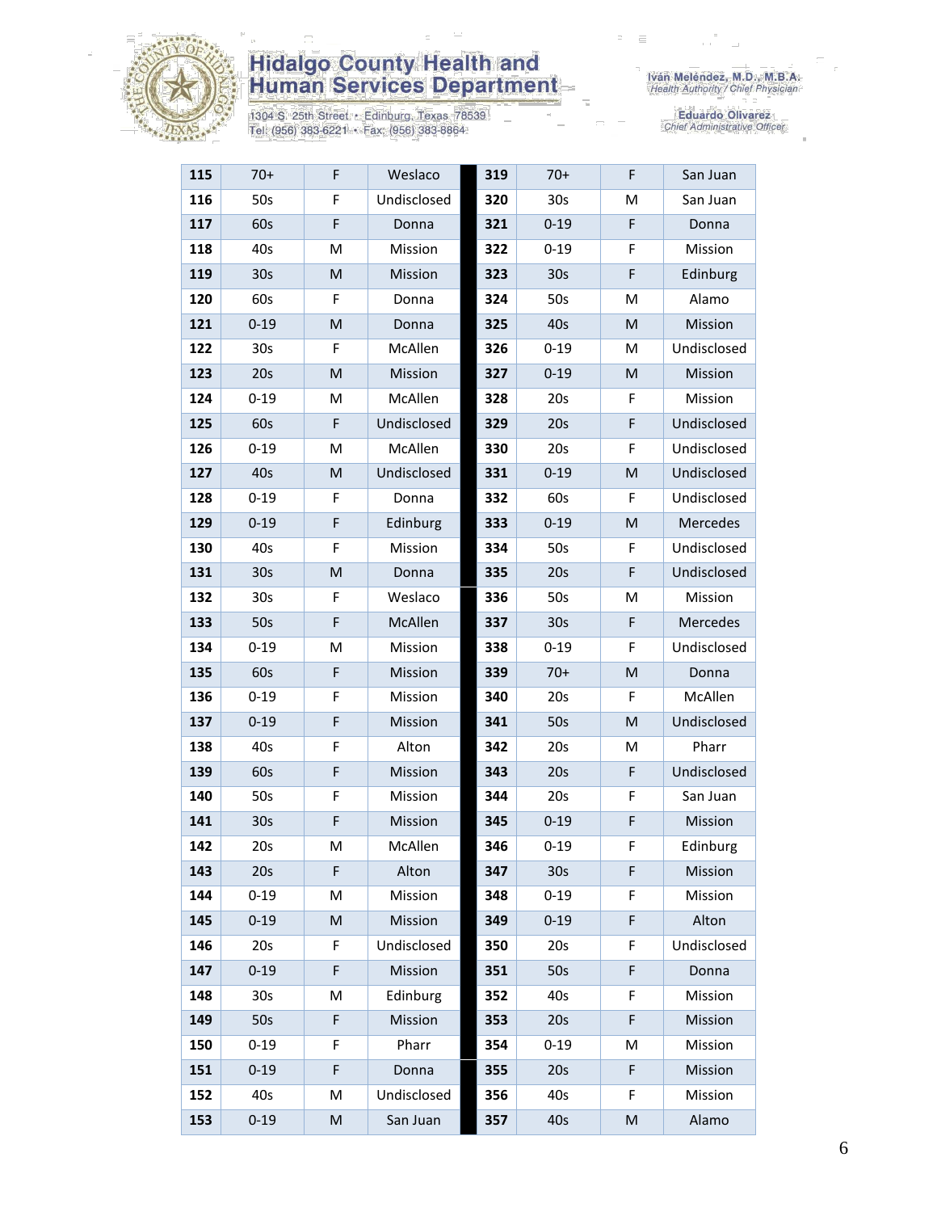| 115 | 70+ | F | Weslaco | 319 | 70+ | F | San Juan |
|---|---|---|---|---|---|---|---|
| 116 | 50s | F | Undisclosed | 320 | 30s | M | San Juan |
| 117 | 60s | F | Donna | 321 | 0-19 | F | Donna |
| 118 | 40s | M | Mission | 322 | 0-19 | F | Mission |
| 119 | 30s | M | Mission | 323 | 30s | F | Edinburg |
| 120 | 60s | F | Donna | 324 | 50s | M | Alamo |
| 121 | 0-19 | M | Donna | 325 | 40s | M | Mission |
| 122 | 30s | F | McAllen | 326 | 0-19 | M | Undisclosed |
| 123 | 20s | M | Mission | 327 | 0-19 | M | Mission |
| 124 | 0-19 | M | McAllen | 328 | 20s | F | Mission |
| 125 | 60s | F | Undisclosed | 329 | 20s | F | Undisclosed |
| 126 | 0-19 | M | McAllen | 330 | 20s | F | Undisclosed |
| 127 | 40s | M | Undisclosed | 331 | 0-19 | M | Undisclosed |
| 128 | 0-19 | F | Donna | 332 | 60s | F | Undisclosed |
| 129 | 0-19 | F | Edinburg | 333 | 0-19 | M | Mercedes |
| 130 | 40s | F | Mission | 334 | 50s | F | Undisclosed |
| 131 | 30s | M | Donna | 335 | 20s | F | Undisclosed |
| 132 | 30s | F | Weslaco | 336 | 50s | M | Mission |
| 133 | 50s | F | McAllen | 337 | 30s | F | Mercedes |
| 134 | 0-19 | M | Mission | 338 | 0-19 | F | Undisclosed |
| 135 | 60s | F | Mission | 339 | 70+ | M | Donna |
| 136 | 0-19 | F | Mission | 340 | 20s | F | McAllen |
| 137 | 0-19 | F | Mission | 341 | 50s | M | Undisclosed |
| 138 | 40s | F | Alton | 342 | 20s | M | Pharr |
| 139 | 60s | F | Mission | 343 | 20s | F | Undisclosed |
| 140 | 50s | F | Mission | 344 | 20s | F | San Juan |
| 141 | 30s | F | Mission | 345 | 0-19 | F | Mission |
| 142 | 20s | M | McAllen | 346 | 0-19 | F | Edinburg |
| 143 | 20s | F | Alton | 347 | 30s | F | Mission |
| 144 | 0-19 | M | Mission | 348 | 0-19 | F | Mission |
| 145 | 0-19 | M | Mission | 349 | 0-19 | F | Alton |
| 146 | 20s | F | Undisclosed | 350 | 20s | F | Undisclosed |
| 147 | 0-19 | F | Mission | 351 | 50s | F | Donna |
| 148 | 30s | M | Edinburg | 352 | 40s | F | Mission |
| 149 | 50s | F | Mission | 353 | 20s | F | Mission |
| 150 | 0-19 | F | Pharr | 354 | 0-19 | M | Mission |
| 151 | 0-19 | F | Donna | 355 | 20s | F | Mission |
| 152 | 40s | M | Undisclosed | 356 | 40s | F | Mission |
| 153 | 0-19 | M | San Juan | 357 | 40s | M | Alamo |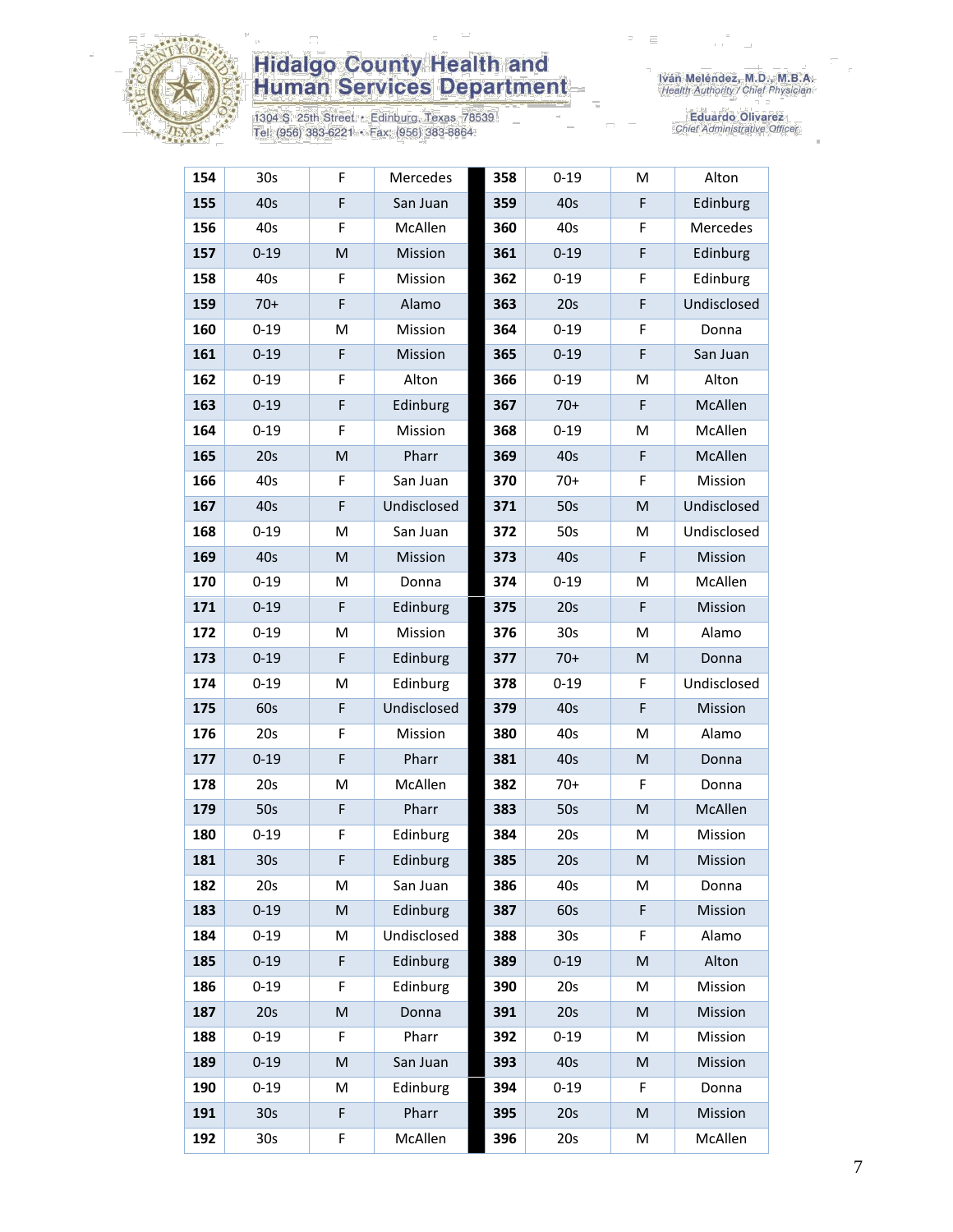# Hidalgo County Health and Human Services Department

1304 S. 25th Street • Edinburg, Texas 78539
Tel: (956) 383-6221 • Fax: (956) 383-8864

Iván Meléndez, M.D., M.B.A.
*Health Authority / Chief Physician*

Eduardo Olivarez
*Chief Administrative Officer*

| | | | | | | | |
|---|---|---|---|---|---|---|---|
| **154** | 30s | F | Mercedes | **358** | 0-19 | M | Alton |
| **155** | 40s | F | San Juan | **359** | 40s | F | Edinburg |
| **156** | 40s | F | McAllen | **360** | 40s | F | Mercedes |
| **157** | 0-19 | M | Mission | **361** | 0-19 | F | Edinburg |
| **158** | 40s | F | Mission | **362** | 0-19 | F | Edinburg |
| **159** | 70+ | F | Alamo | **363** | 20s | F | Undisclosed |
| **160** | 0-19 | M | Mission | **364** | 0-19 | F | Donna |
| **161** | 0-19 | F | Mission | **365** | 0-19 | F | San Juan |
| **162** | 0-19 | F | Alton | **366** | 0-19 | M | Alton |
| **163** | 0-19 | F | Edinburg | **367** | 70+ | F | McAllen |
| **164** | 0-19 | F | Mission | **368** | 0-19 | M | McAllen |
| **165** | 20s | M | Pharr | **369** | 40s | F | McAllen |
| **166** | 40s | F | San Juan | **370** | 70+ | F | Mission |
| **167** | 40s | F | Undisclosed | **371** | 50s | M | Undisclosed |
| **168** | 0-19 | M | San Juan | **372** | 50s | M | Undisclosed |
| **169** | 40s | M | Mission | **373** | 40s | F | Mission |
| **170** | 0-19 | M | Donna | **374** | 0-19 | M | McAllen |
| **171** | 0-19 | F | Edinburg | **375** | 20s | F | Mission |
| **172** | 0-19 | M | Mission | **376** | 30s | M | Alamo |
| **173** | 0-19 | F | Edinburg | **377** | 70+ | M | Donna |
| **174** | 0-19 | M | Edinburg | **378** | 0-19 | F | Undisclosed |
| **175** | 60s | F | Undisclosed | **379** | 40s | F | Mission |
| **176** | 20s | F | Mission | **380** | 40s | M | Alamo |
| **177** | 0-19 | F | Pharr | **381** | 40s | M | Donna |
| **178** | 20s | M | McAllen | **382** | 70+ | F | Donna |
| **179** | 50s | F | Pharr | **383** | 50s | M | McAllen |
| **180** | 0-19 | F | Edinburg | **384** | 20s | M | Mission |
| **181** | 30s | F | Edinburg | **385** | 20s | M | Mission |
| **182** | 20s | M | San Juan | **386** | 40s | M | Donna |
| **183** | 0-19 | M | Edinburg | **387** | 60s | F | Mission |
| **184** | 0-19 | M | Undisclosed | **388** | 30s | F | Alamo |
| **185** | 0-19 | F | Edinburg | **389** | 0-19 | M | Alton |
| **186** | 0-19 | F | Edinburg | **390** | 20s | M | Mission |
| **187** | 20s | M | Donna | **391** | 20s | M | Mission |
| **188** | 0-19 | F | Pharr | **392** | 0-19 | M | Mission |
| **189** | 0-19 | M | San Juan | **393** | 40s | M | Mission |
| **190** | 0-19 | M | Edinburg | **394** | 0-19 | F | Donna |
| **191** | 30s | F | Pharr | **395** | 20s | M | Mission |
| **192** | 30s | F | McAllen | **396** | 20s | M | McAllen |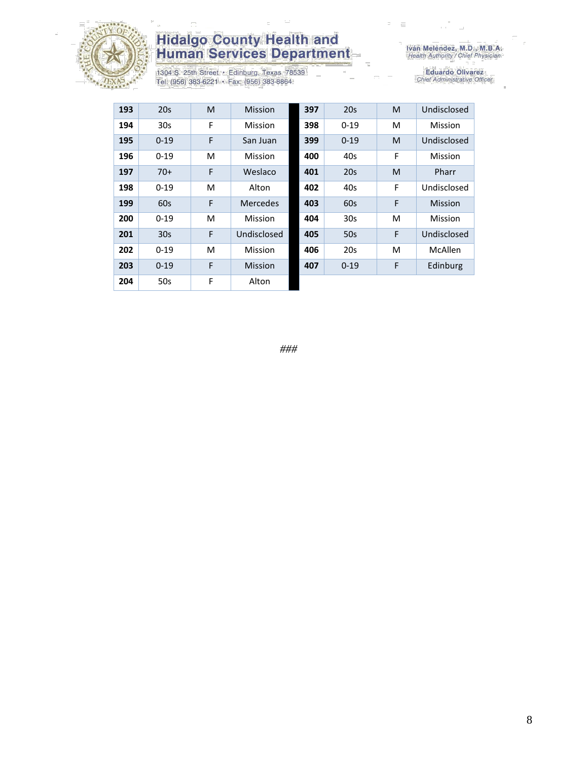| | | | |
|---|---|---|---|
| **193** | 20s | M | Mission |
| **194** | 30s | F | Mission |
| **195** | 0-19 | F | San Juan |
| **196** | 0-19 | M | Mission |
| **197** | 70+ | F | Weslaco |
| **198** | 0-19 | M | Alton |
| **199** | 60s | F | Mercedes |
| **200** | 0-19 | M | Mission |
| **201** | 30s | F | Undisclosed |
| **202** | 0-19 | M | Mission |
| **203** | 0-19 | F | Mission |
| **204** | 50s | F | Alton |
| **397** | 20s | M | Undisclosed |
| **398** | 0-19 | M | Mission |
| **399** | 0-19 | M | Undisclosed |
| **400** | 40s | F | Mission |
| **401** | 20s | M | Pharr |
| **402** | 40s | F | Undisclosed |
| **403** | 60s | F | Mission |
| **404** | 30s | M | Mission |
| **405** | 50s | F | Undisclosed |
| **406** | 20s | M | McAllen |
| **407** | 0-19 | F | Edinburg |

*###*